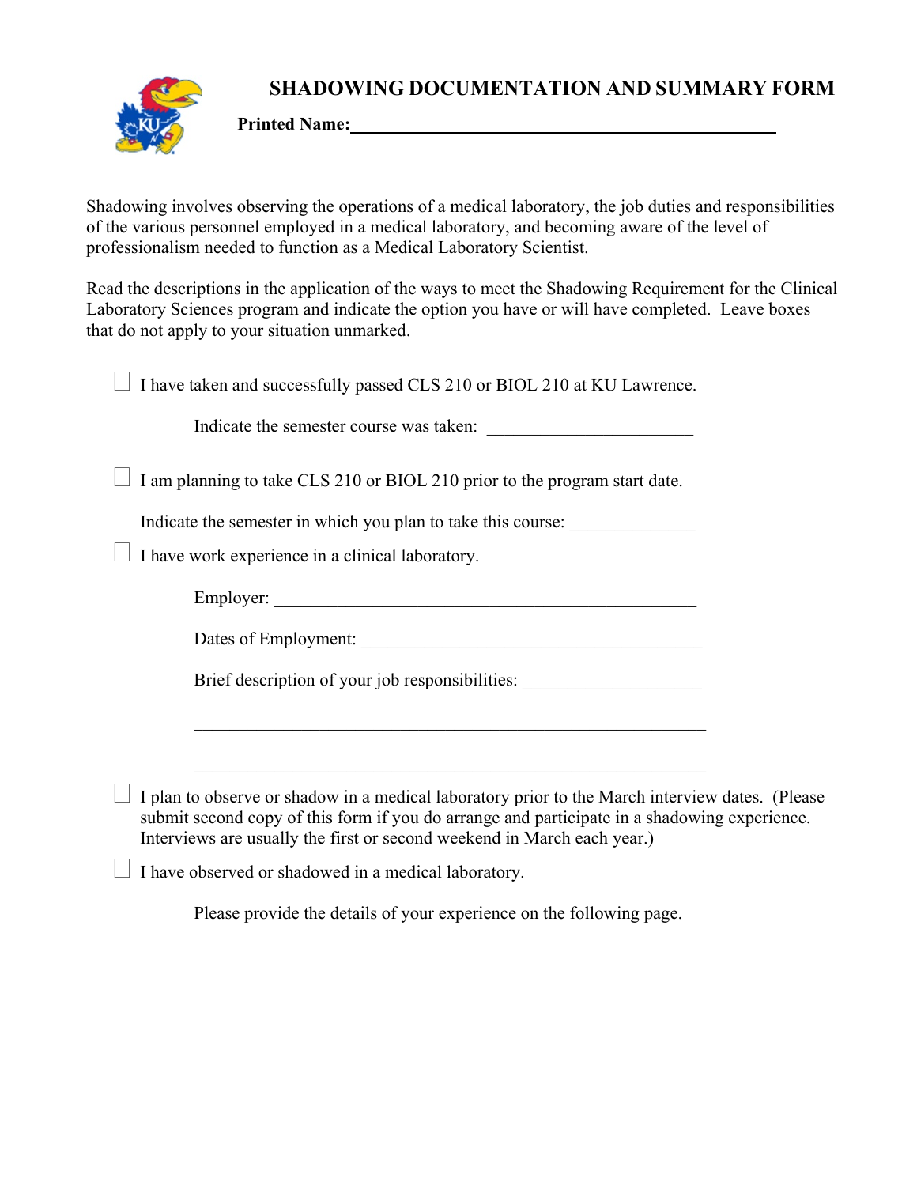# SHADOWING DOCUMENTATION AND SUMMARY FORM

**Printed Name:**\_\_\_\_\_\_\_\_\_\_\_\_\_\_\_\_\_\_\_\_\_\_\_\_\_\_\_\_\_\_\_\_\_\_\_\_\_\_\_\_\_\_\_\_

Shadowing involves observing the operations of a medical laboratory, the job duties and responsibilities of the various personnel employed in a medical laboratory, and becoming aware of the level of professionalism needed to function as a Medical Laboratory Scientist.

Read the descriptions in the application of the ways to meet the Shadowing Requirement for the Clinical Laboratory Sciences program and indicate the option you have or will have completed. Leave boxes that do not apply to your situation unmarked.

☐ I have taken and successfully passed CLS 210 or BIOL 210 at KU Lawrence.

Indicate the semester course was taken: \_\_\_\_\_\_\_\_\_\_\_\_\_\_\_\_\_\_\_\_\_\_\_\_

☐ I am planning to take CLS 210 or BIOL 210 prior to the program start date.

Indicate the semester in which you plan to take this course: \_\_\_\_\_\_\_\_\_\_\_\_\_\_

☐ I have work experience in a clinical laboratory.

Employer: \_\_\_\_\_\_\_\_\_\_\_\_\_\_\_\_\_\_\_\_\_\_\_\_\_\_\_\_\_\_\_\_\_\_\_\_\_\_\_\_\_\_\_\_\_\_\_\_

Dates of Employment: \_\_\_\_\_\_\_\_\_\_\_\_\_\_\_\_\_\_\_\_\_\_\_\_\_\_\_\_\_\_\_\_\_\_\_\_\_\_\_\_

Brief description of your job responsibilities: \_\_\_\_\_\_\_\_\_\_\_\_\_\_\_\_\_\_\_\_

\_\_\_\_\_\_\_\_\_\_\_\_\_\_\_\_\_\_\_\_\_\_\_\_\_\_\_\_\_\_\_\_\_\_\_\_\_\_\_\_\_\_\_\_\_\_\_\_\_\_\_\_\_\_\_\_\_\_

\_\_\_\_\_\_\_\_\_\_\_\_\_\_\_\_\_\_\_\_\_\_\_\_\_\_\_\_\_\_\_\_\_\_\_\_\_\_\_\_\_\_\_\_\_\_\_\_\_\_\_\_\_\_\_\_\_\_

☐ I plan to observe or shadow in a medical laboratory prior to the March interview dates. (Please submit second copy of this form if you do arrange and participate in a shadowing experience. Interviews are usually the first or second weekend in March each year.)

☐ I have observed or shadowed in a medical laboratory.

Please provide the details of your experience on the following page.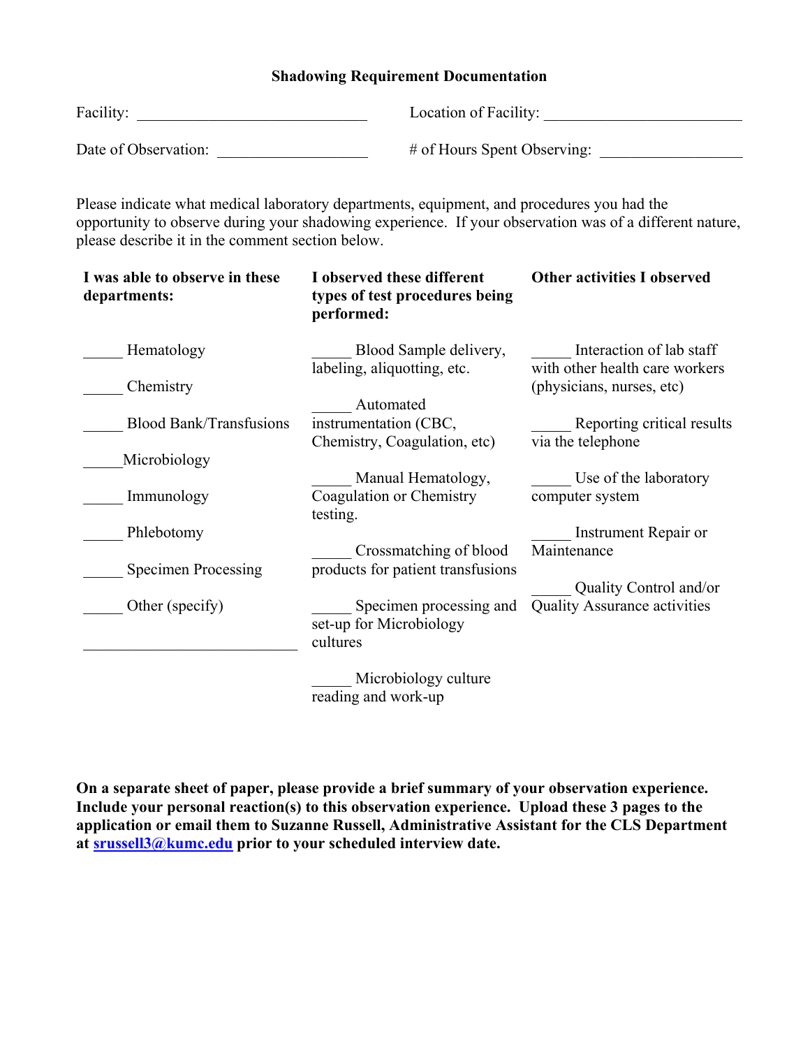### Shadowing Requirement Documentation

Facility: ______________________________ Location of Facility: __________________________

Date of Observation: ___________________ # of Hours Spent Observing: __________________

Please indicate what medical laboratory departments, equipment, and procedures you had the opportunity to observe during your shadowing experience. If your observation was of a different nature, please describe it in the comment section below.

| **I was able to observe in these departments:** | **I observed these different types of test procedures being performed:** | **Other activities I observed** |
|---|---|---|
| _____ Hematology | _____ Blood Sample delivery, labeling, aliquotting, etc. | _____ Interaction of lab staff with other health care workers (physicians, nurses, etc) |
| _____ Chemistry | _____ Automated instrumentation (CBC, Chemistry, Coagulation, etc) | _____ Reporting critical results via the telephone |
| _____ Blood Bank/Transfusions | _____ Manual Hematology, Coagulation or Chemistry testing. | _____ Use of the laboratory computer system |
| _____Microbiology | _____ Crossmatching of blood products for patient transfusions | _____ Instrument Repair or Maintenance |
| _____ Immunology | _____ Specimen processing and set-up for Microbiology cultures | _____ Quality Control and/or Quality Assurance activities |
| _____ Phlebotomy | _____ Microbiology culture reading and work-up | |
| _____ Specimen Processing | | |
| _____ Other (specify) ____________________________ | | |

**On a separate sheet of paper, please provide a brief summary of your observation experience. Include your personal reaction(s) to this observation experience. Upload these 3 pages to the application or email them to Suzanne Russell, Administrative Assistant for the CLS Department at srussell3@kumc.edu prior to your scheduled interview date.**